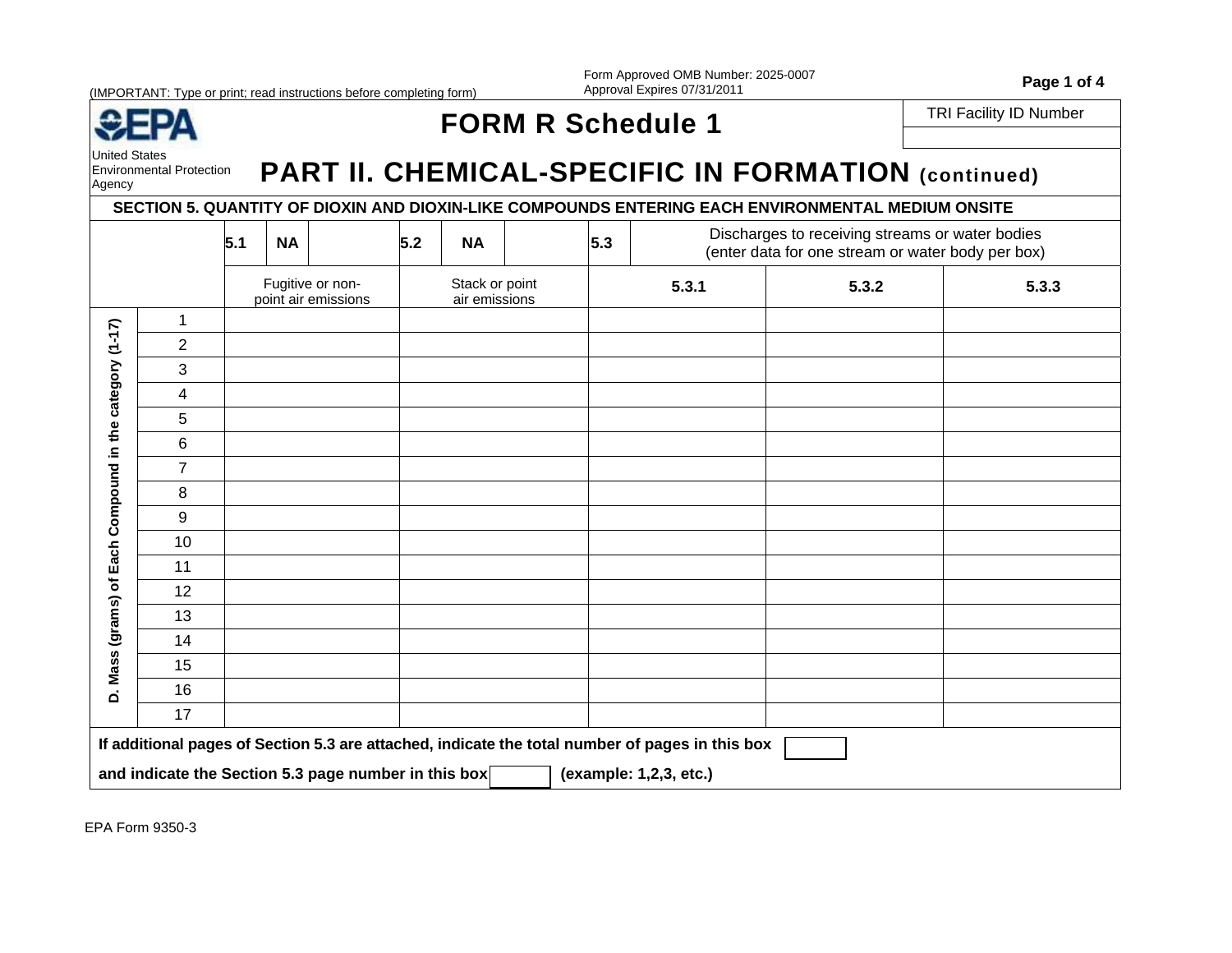(IMPORTANT: Type or print; read instructions before completing form)

Form Approved OMB Number: 2025-0007
Approval Expires 07/31/2011

EPA
United States Environmental Protection Agency

# FORM R Schedule 1

TRI Facility ID Number

## PART II. CHEMICAL-SPECIFIC IN FORMATION (continued)

### SECTION 5. QUANTITY OF DIOXIN AND DIOXIN-LIKE COMPOUNDS ENTERING EACH ENVIRONMENTAL MEDIUM ONSITE

| | | 5.1 NA | 5.2 NA | 5.3 Discharges to receiving streams or water bodies (enter data for one stream or water body per box) | | |
|---|---|---|---|---|---|---|
| | | Fugitive or non-point air emissions | Stack or point air emissions | 5.3.1 | 5.3.2 | 5.3.3 |
| D. Mass (grams) of Each Compound in the category (1-17) | 1 | | | | | |
| | 2 | | | | | |
| | 3 | | | | | |
| | 4 | | | | | |
| | 5 | | | | | |
| | 6 | | | | | |
| | 7 | | | | | |
| | 8 | | | | | |
| | 9 | | | | | |
| | 10 | | | | | |
| | 11 | | | | | |
| | 12 | | | | | |
| | 13 | | | | | |
| | 14 | | | | | |
| | 15 | | | | | |
| | 16 | | | | | |
| | 17 | | | | | |

**If additional pages of Section 5.3 are attached, indicate the total number of pages in this box** ☐

**and indicate the Section 5.3 page number in this box** ☐ **(example: 1,2,3, etc.)**

EPA Form 9350-3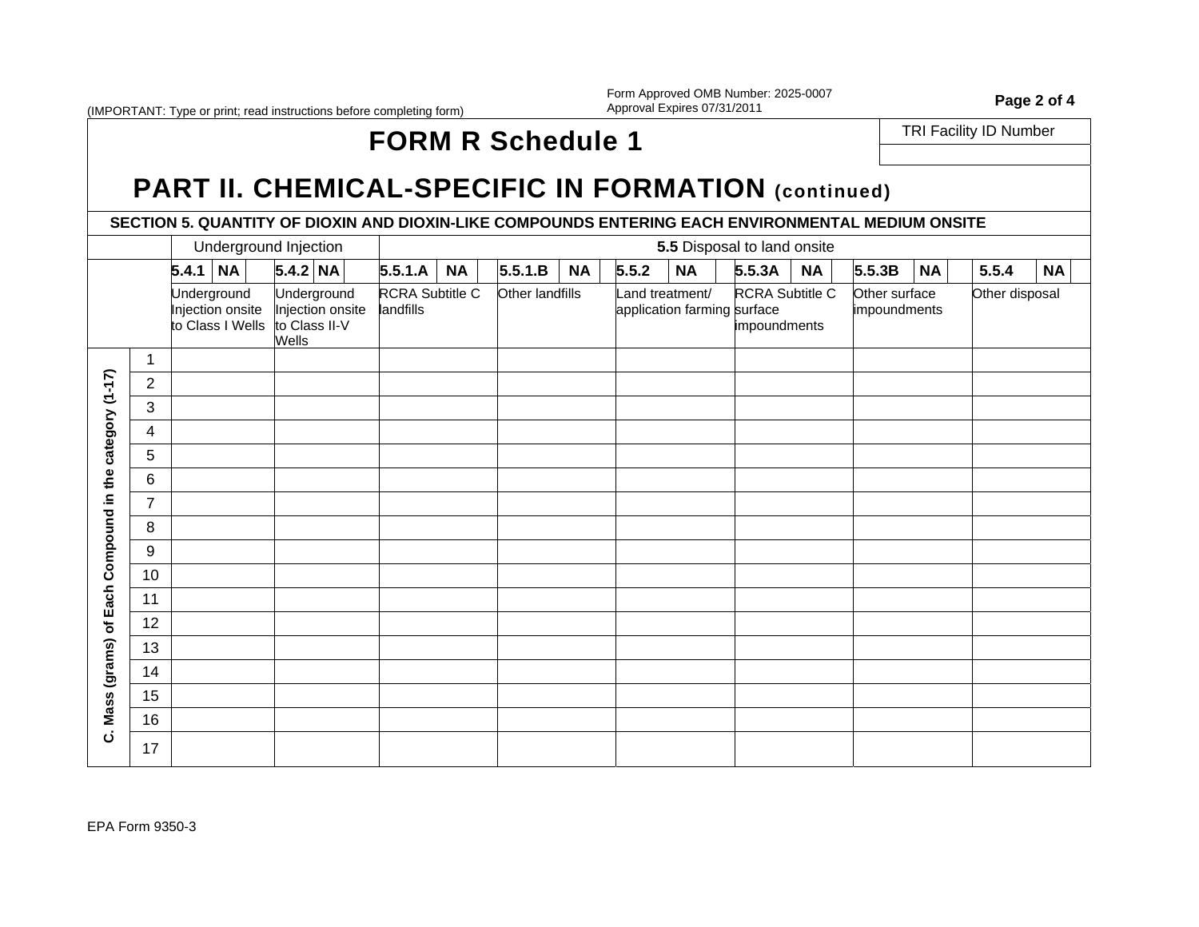(IMPORTANT: Type or print; read instructions before completing form)

Form Approved OMB Number: 2025-0007
Approval Expires 07/31/2011

| TRI Facility ID Number |
|---|
| |

# FORM R Schedule 1

## PART II. CHEMICAL-SPECIFIC IN FORMATION (continued)

### SECTION 5. QUANTITY OF DIOXIN AND DIOXIN-LIKE COMPOUNDS ENTERING EACH ENVIRONMENTAL MEDIUM ONSITE

| | | Underground Injection | | **5.5** Disposal to land onsite | | | | | |
|---|---|---|---|---|---|---|---|---|---|
| | | **5.4.1** **NA** | **5.4.2** **NA** | **5.5.1.A** **NA** | **5.5.1.B** **NA** | **5.5.2** **NA** | **5.5.3A** **NA** | **5.5.3B** **NA** | **5.5.4** **NA** |
| | | Underground Injection onsite to Class I Wells | Underground Injection onsite to Class II-V Wells | RCRA Subtitle C landfills | Other landfills | Land treatment/ application farming | RCRA Subtitle C surface impoundments | Other surface impoundments | Other disposal |
| C. Mass (grams) of Each Compound in the category (1-17) | 1 | | | | | | | | |
| | 2 | | | | | | | | |
| | 3 | | | | | | | | |
| | 4 | | | | | | | | |
| | 5 | | | | | | | | |
| | 6 | | | | | | | | |
| | 7 | | | | | | | | |
| | 8 | | | | | | | | |
| | 9 | | | | | | | | |
| | 10 | | | | | | | | |
| | 11 | | | | | | | | |
| | 12 | | | | | | | | |
| | 13 | | | | | | | | |
| | 14 | | | | | | | | |
| | 15 | | | | | | | | |
| | 16 | | | | | | | | |
| | 17 | | | | | | | | |

EPA Form 9350-3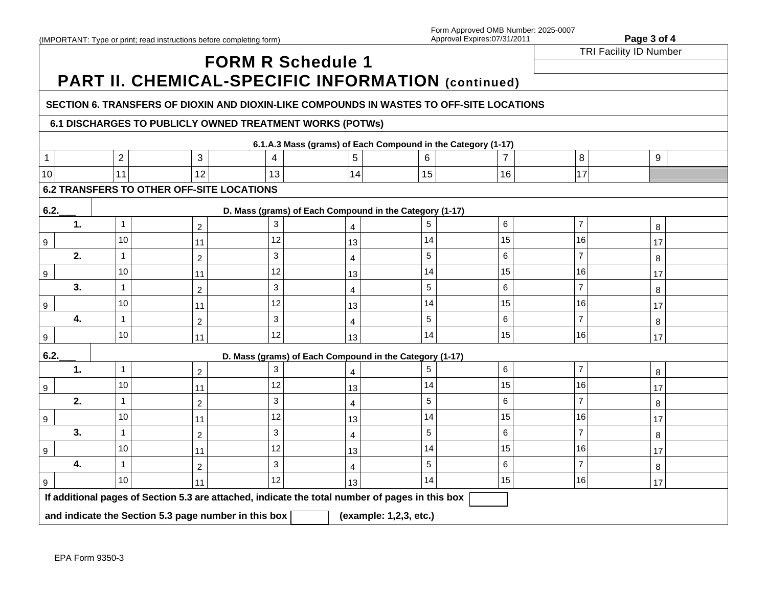(IMPORTANT: Type or print; read instructions before completing form)

Form Approved OMB Number: 2025-0007
Approval Expires:07/31/2011

| TRI Facility ID Number |
|---|
| |

# FORM R Schedule 1

## PART II. CHEMICAL-SPECIFIC INFORMATION (continued)

### SECTION 6. TRANSFERS OF DIOXIN AND DIOXIN-LIKE COMPOUNDS IN WASTES TO OFF-SITE LOCATIONS

#### 6.1 DISCHARGES TO PUBLICLY OWNED TREATMENT WORKS (POTWs)

6.1.A.3 Mass (grams) of Each Compound in the Category (1-17)

| | | | | | | | | | | | | | | | | | |
|---|---|---|---|---|---|---|---|---|---|---|---|---|---|---|---|---|---|
| 1 | | 2 | | 3 | | 4 | | 5 | | 6 | | 7 | | 8 | | 9 | |
| 10 | | 11 | | 12 | | 13 | | 14 | | 15 | | 16 | | 17 | | | |

#### 6.2 TRANSFERS TO OTHER OFF-SITE LOCATIONS

6.2.___ D. Mass (grams) of Each Compound in the Category (1-17)

| | | | | | | | | | | | | | | | | |
|---|---|---|---|---|---|---|---|---|---|---|---|---|---|---|---|---|
| **1.** | 1 | | 2 | | 3 | | 4 | | 5 | | 6 | | 7 | | 8 | |
| 9 | 10 | | 11 | | 12 | | 13 | | 14 | | 15 | | 16 | | 17 | |
| **2.** | 1 | | 2 | | 3 | | 4 | | 5 | | 6 | | 7 | | 8 | |
| 9 | 10 | | 11 | | 12 | | 13 | | 14 | | 15 | | 16 | | 17 | |
| **3.** | 1 | | 2 | | 3 | | 4 | | 5 | | 6 | | 7 | | 8 | |
| 9 | 10 | | 11 | | 12 | | 13 | | 14 | | 15 | | 16 | | 17 | |
| **4.** | 1 | | 2 | | 3 | | 4 | | 5 | | 6 | | 7 | | 8 | |
| 9 | 10 | | 11 | | 12 | | 13 | | 14 | | 15 | | 16 | | 17 | |

6.2.___ D. Mass (grams) of Each Compound in the Category (1-17)

| | | | | | | | | | | | | | | | | |
|---|---|---|---|---|---|---|---|---|---|---|---|---|---|---|---|---|
| **1.** | 1 | | 2 | | 3 | | 4 | | 5 | | 6 | | 7 | | 8 | |
| 9 | 10 | | 11 | | 12 | | 13 | | 14 | | 15 | | 16 | | 17 | |
| **2.** | 1 | | 2 | | 3 | | 4 | | 5 | | 6 | | 7 | | 8 | |
| 9 | 10 | | 11 | | 12 | | 13 | | 14 | | 15 | | 16 | | 17 | |
| **3.** | 1 | | 2 | | 3 | | 4 | | 5 | | 6 | | 7 | | 8 | |
| 9 | 10 | | 11 | | 12 | | 13 | | 14 | | 15 | | 16 | | 17 | |
| **4.** | 1 | | 2 | | 3 | | 4 | | 5 | | 6 | | 7 | | 8 | |
| 9 | 10 | | 11 | | 12 | | 13 | | 14 | | 15 | | 16 | | 17 | |

**If additional pages of Section 5.3 are attached, indicate the total number of pages in this box** [ ]

**and indicate the Section 5.3 page number in this box** [ ] **(example: 1,2,3, etc.)**

EPA Form 9350-3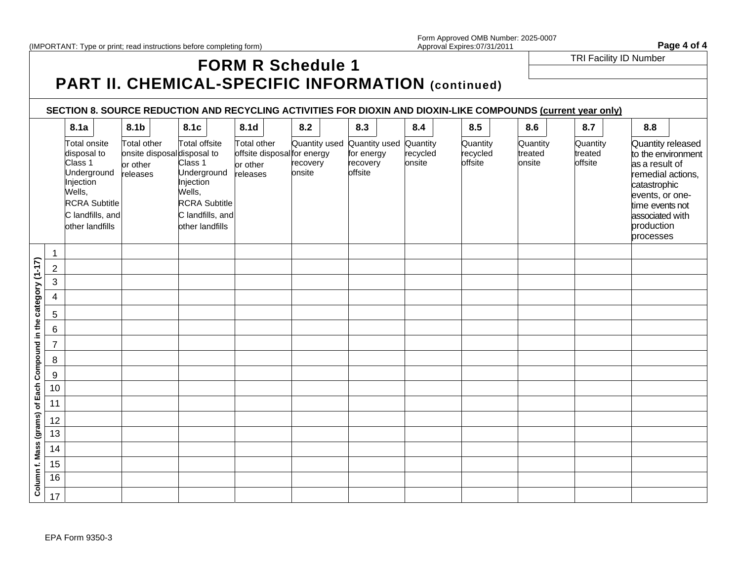(IMPORTANT: Type or print; read instructions before completing form)

Form Approved OMB Number: 2025-0007
Approval Expires:07/31/2011

| TRI Facility ID Number |
|---|
| |

# FORM R Schedule 1

# PART II. CHEMICAL-SPECIFIC INFORMATION (continued)

## SECTION 8. SOURCE REDUCTION AND RECYCLING ACTIVITIES FOR DIOXIN AND DIOXIN-LIKE COMPOUNDS (current year only)

| Column f. Mass (grams) of Each Compound in the category (1-17) | 8.1a Total onsite disposal to Class 1 Underground Injection Wells, RCRA Subtitle C landfills, and other landfills | 8.1b Total other onsite disposal or other releases | 8.1c Total offsite disposal to Class 1 Underground Injection Wells, RCRA Subtitle C landfills, and other landfills | 8.1d Total other offsite disposal or other releases | 8.2 Quantity used for energy recovery onsite | 8.3 Quantity used for energy recovery offsite | 8.4 Quantity recycled onsite | 8.5 Quantity recycled offsite | 8.6 Quantity treated onsite | 8.7 Quantity treated offsite | 8.8 Quantity released to the environment as a result of remedial actions, catastrophic events, or one-time events not associated with production processes |
|---|---|---|---|---|---|---|---|---|---|---|---|
| 1 | | | | | | | | | | | |
| 2 | | | | | | | | | | | |
| 3 | | | | | | | | | | | |
| 4 | | | | | | | | | | | |
| 5 | | | | | | | | | | | |
| 6 | | | | | | | | | | | |
| 7 | | | | | | | | | | | |
| 8 | | | | | | | | | | | |
| 9 | | | | | | | | | | | |
| 10 | | | | | | | | | | | |
| 11 | | | | | | | | | | | |
| 12 | | | | | | | | | | | |
| 13 | | | | | | | | | | | |
| 14 | | | | | | | | | | | |
| 15 | | | | | | | | | | | |
| 16 | | | | | | | | | | | |
| 17 | | | | | | | | | | | |

EPA Form 9350-3